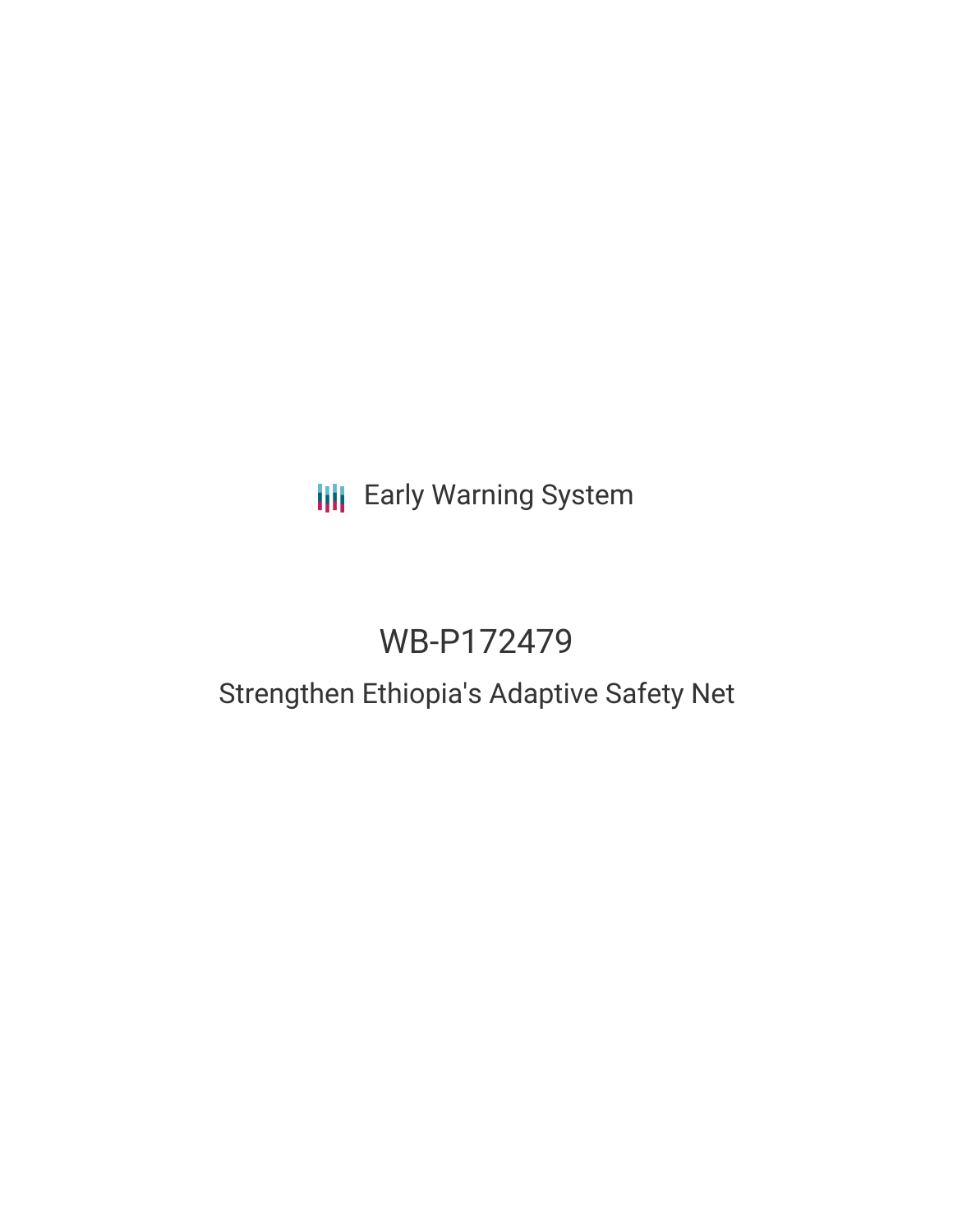Early Warning System

# WB-P172479

## Strengthen Ethiopia's Adaptive Safety Net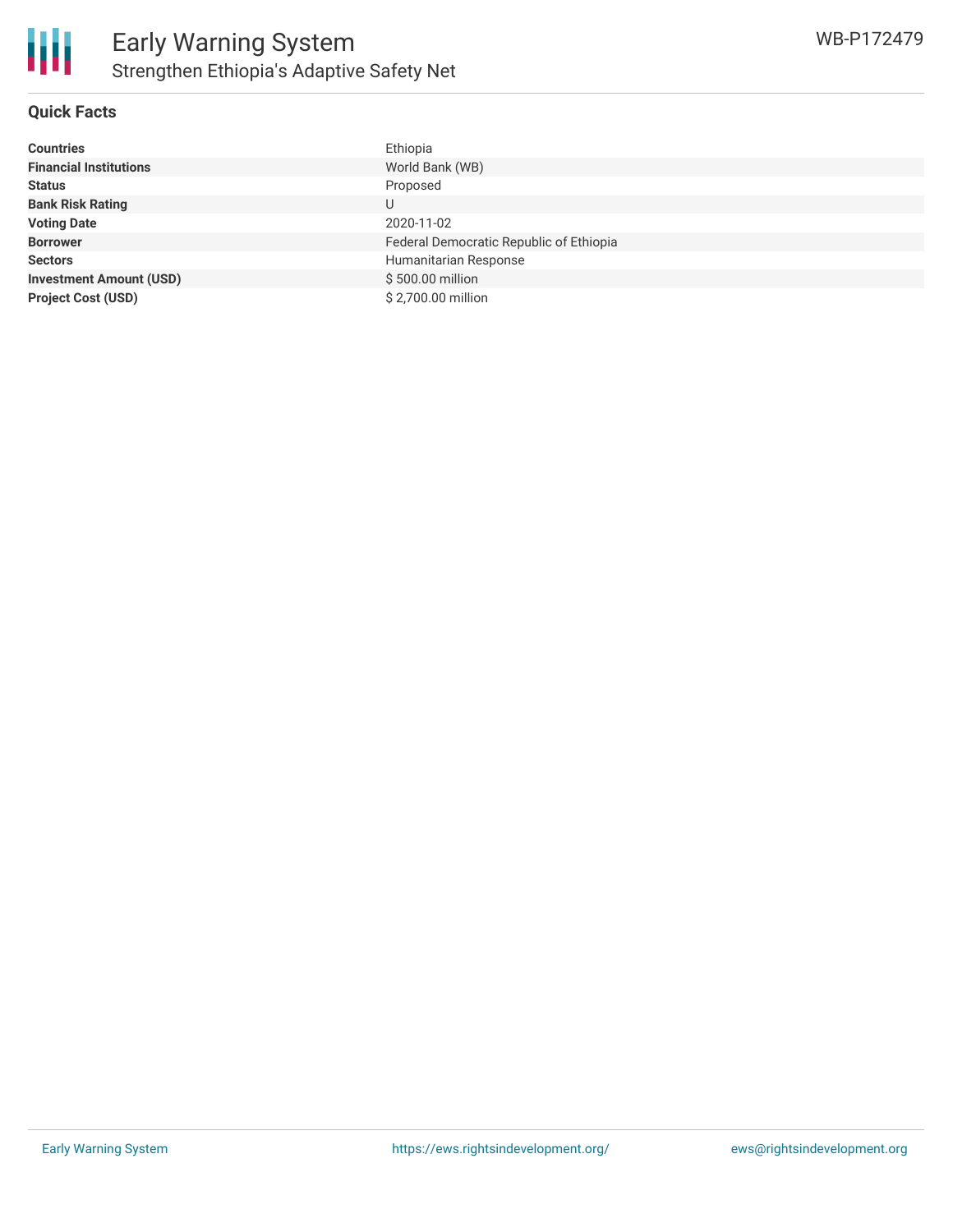# Early Warning System

## Strengthen Ethiopia's Adaptive Safety Net

WB-P172479

### Quick Facts

| | |
|---|---|
| **Countries** | Ethiopia |
| **Financial Institutions** | World Bank (WB) |
| **Status** | Proposed |
| **Bank Risk Rating** | U |
| **Voting Date** | 2020-11-02 |
| **Borrower** | Federal Democratic Republic of Ethiopia |
| **Sectors** | Humanitarian Response |
| **Investment Amount (USD)** | $ 500.00 million |
| **Project Cost (USD)** | $ 2,700.00 million |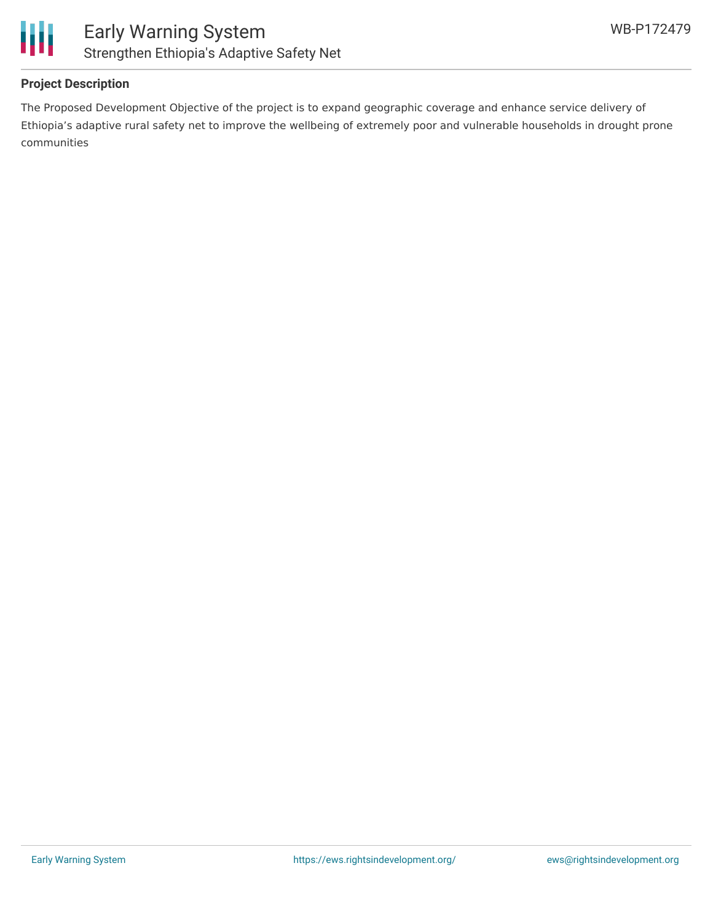## Project Description

The Proposed Development Objective of the project is to expand geographic coverage and enhance service delivery of Ethiopia’s adaptive rural safety net to improve the wellbeing of extremely poor and vulnerable households in drought prone communities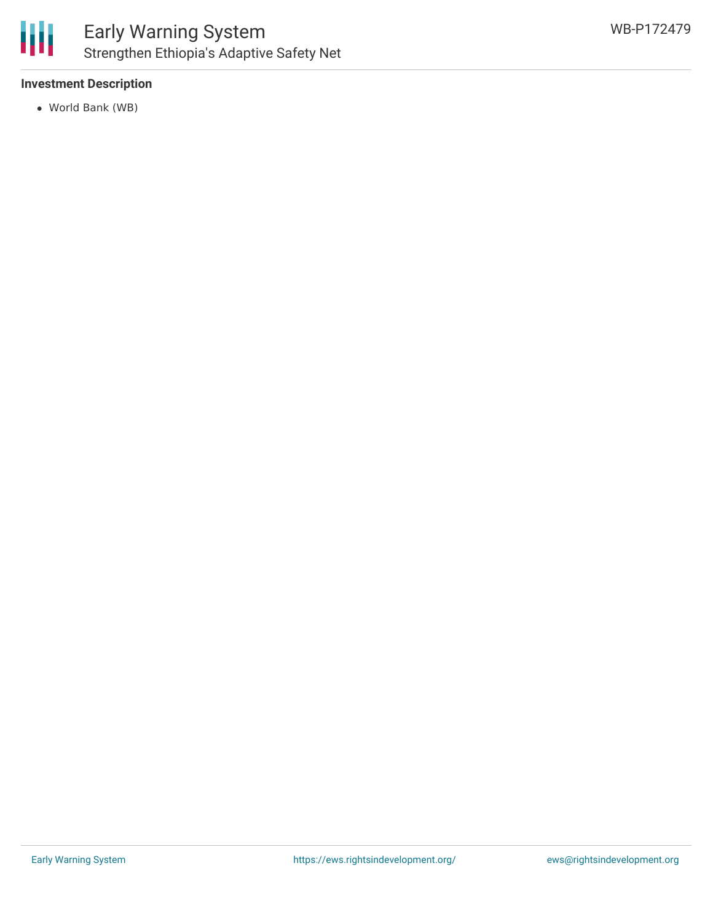**Investment Description**

- World Bank (WB)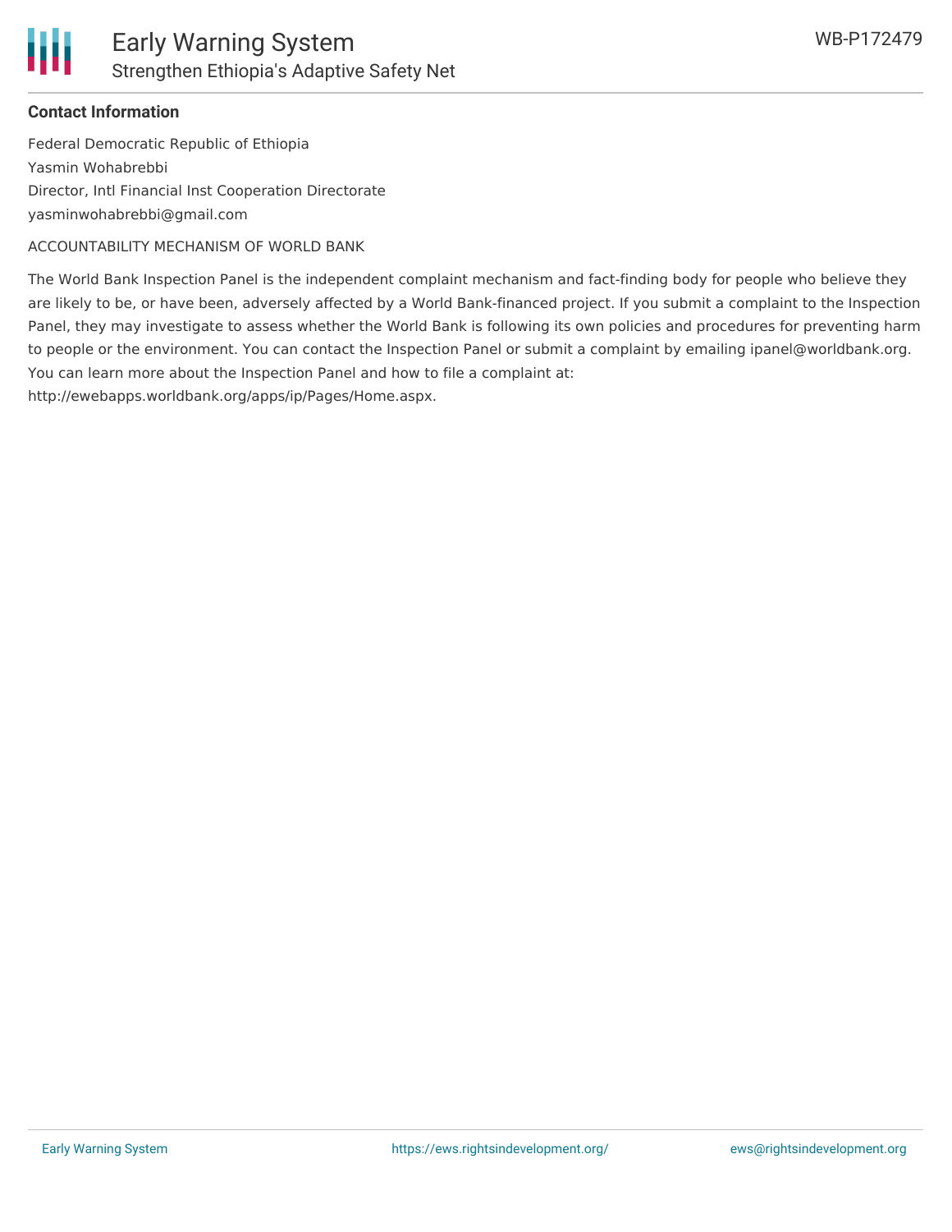**Contact Information**

Federal Democratic Republic of Ethiopia
Yasmin Wohabrebbi
Director, Intl Financial Inst Cooperation Directorate
yasminwohabrebbi@gmail.com

ACCOUNTABILITY MECHANISM OF WORLD BANK

The World Bank Inspection Panel is the independent complaint mechanism and fact-finding body for people who believe they are likely to be, or have been, adversely affected by a World Bank-financed project. If you submit a complaint to the Inspection Panel, they may investigate to assess whether the World Bank is following its own policies and procedures for preventing harm to people or the environment. You can contact the Inspection Panel or submit a complaint by emailing ipanel@worldbank.org. You can learn more about the Inspection Panel and how to file a complaint at:
http://ewebapps.worldbank.org/apps/ip/Pages/Home.aspx.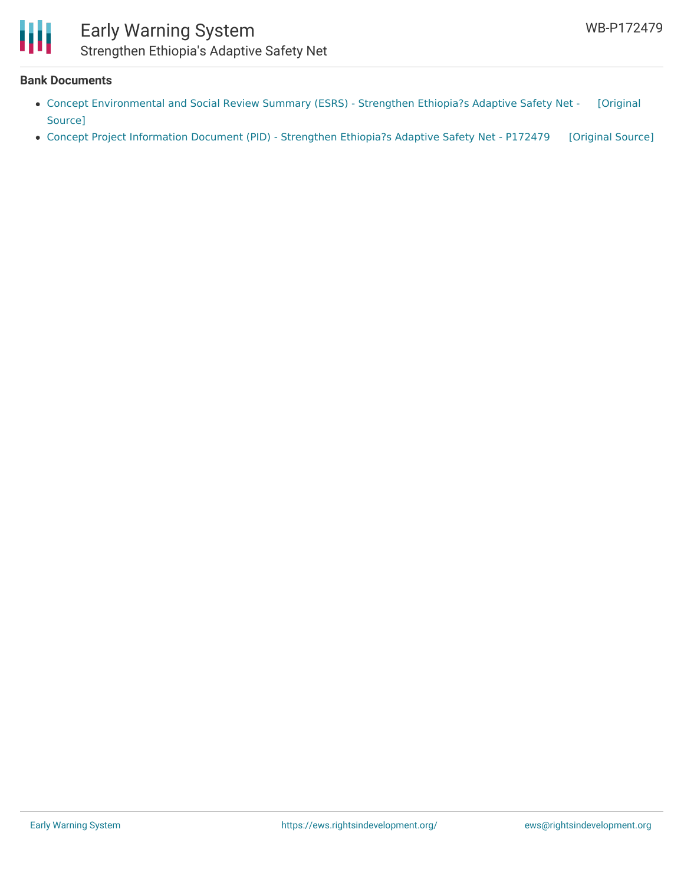**Bank Documents**

- Concept Environmental and Social Review Summary (ESRS) - Strengthen Ethiopia?s Adaptive Safety Net - [Original Source]
- Concept Project Information Document (PID) - Strengthen Ethiopia?s Adaptive Safety Net - P172479 [Original Source]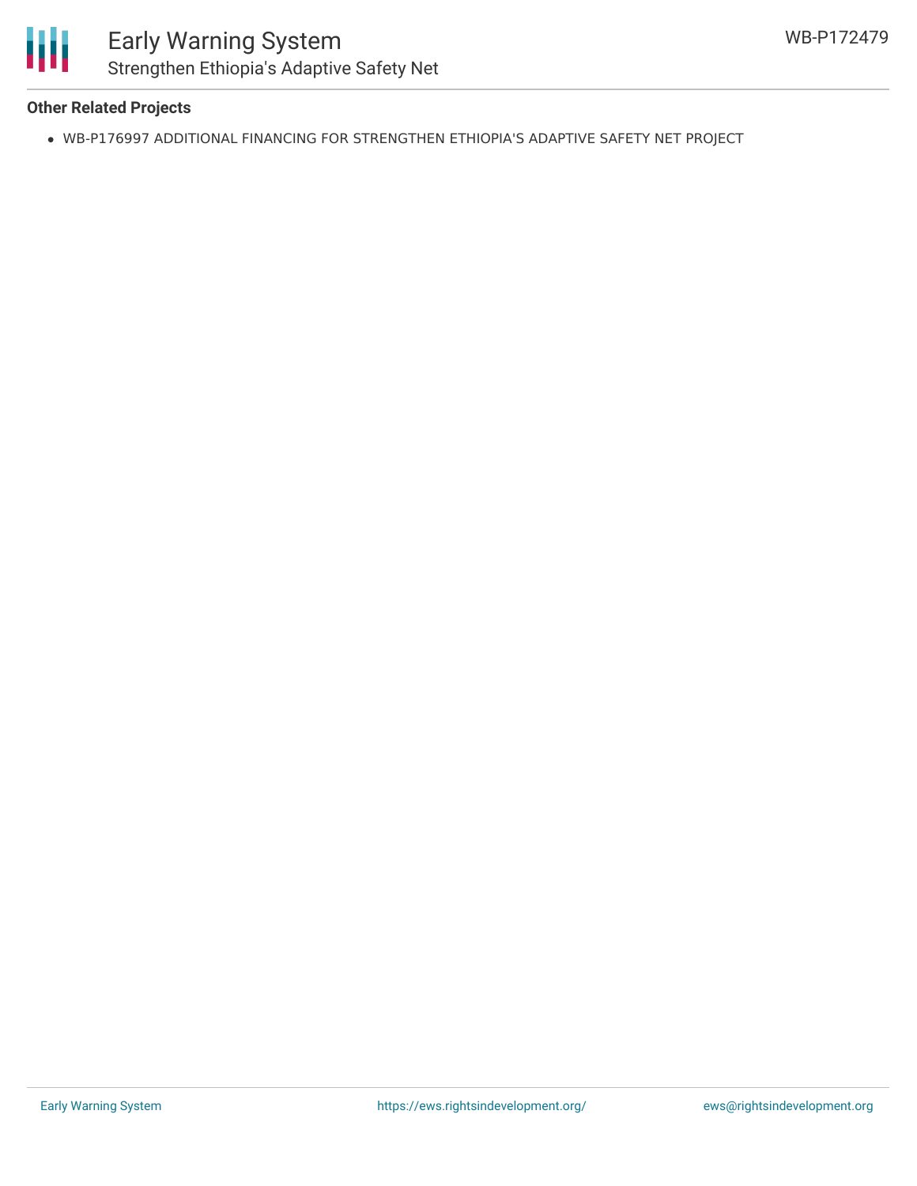**Other Related Projects**

- WB-P176997 ADDITIONAL FINANCING FOR STRENGTHEN ETHIOPIA'S ADAPTIVE SAFETY NET PROJECT